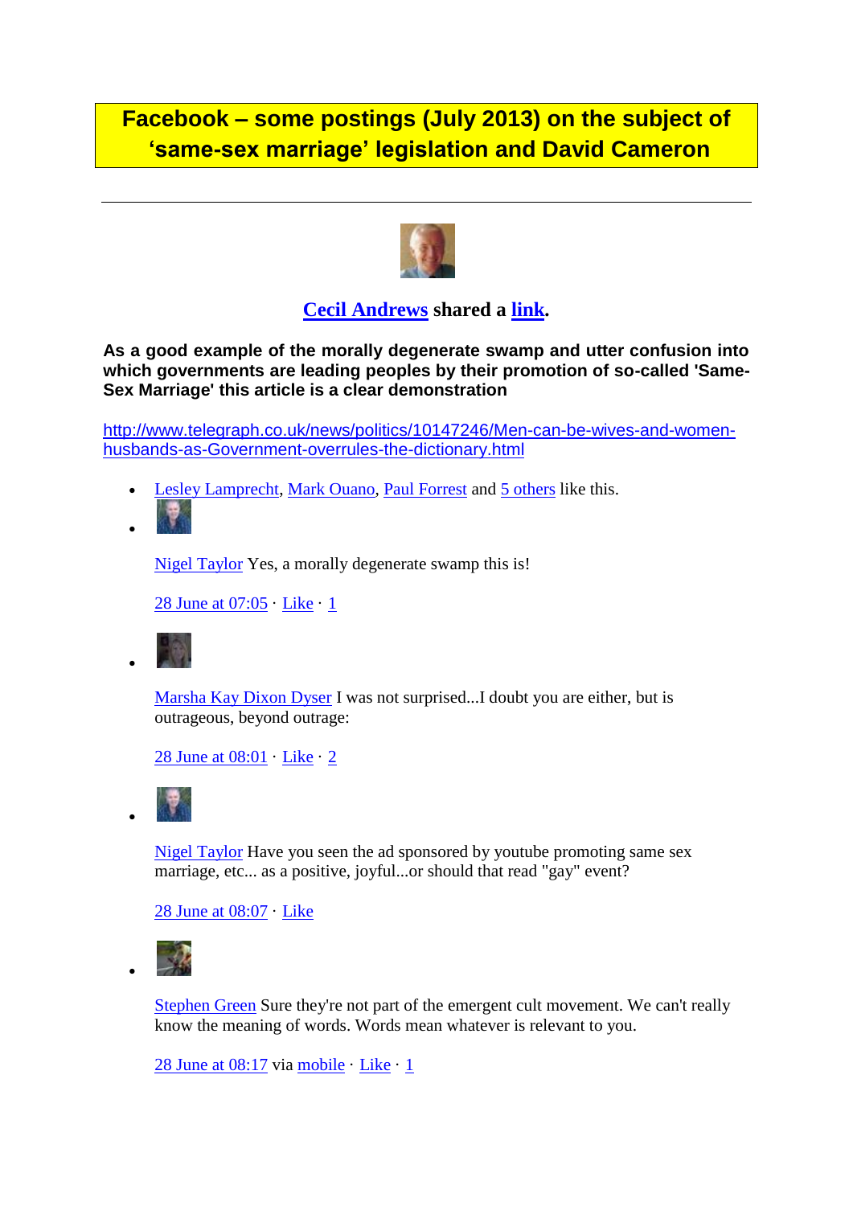# Facebook – some postings (July 2013) on the subject of 'same-sex marriage' legislation and David Cameron

---

**Cecil Andrews shared a link.**

**As a good example of the morally degenerate swamp and utter confusion into which governments are leading peoples by their promotion of so-called 'Same-Sex Marriage' this article is a clear demonstration**

http://www.telegraph.co.uk/news/politics/10147246/Men-can-be-wives-and-women-husbands-as-Government-overrules-the-dictionary.html

- Lesley Lamprecht, Mark Ouano, Paul Forrest and 5 others like this.
- Nigel Taylor Yes, a morally degenerate swamp this is!

  28 June at 07:05 · Like · 1
- Marsha Kay Dixon Dyser I was not surprised...I doubt you are either, but is outrageous, beyond outrage:

  28 June at 08:01 · Like · 2
- Nigel Taylor Have you seen the ad sponsored by youtube promoting same sex marriage, etc... as a positive, joyful...or should that read "gay" event?

  28 June at 08:07 · Like
- Stephen Green Sure they're not part of the emergent cult movement. We can't really know the meaning of words. Words mean whatever is relevant to you.

  28 June at 08:17 via mobile · Like · 1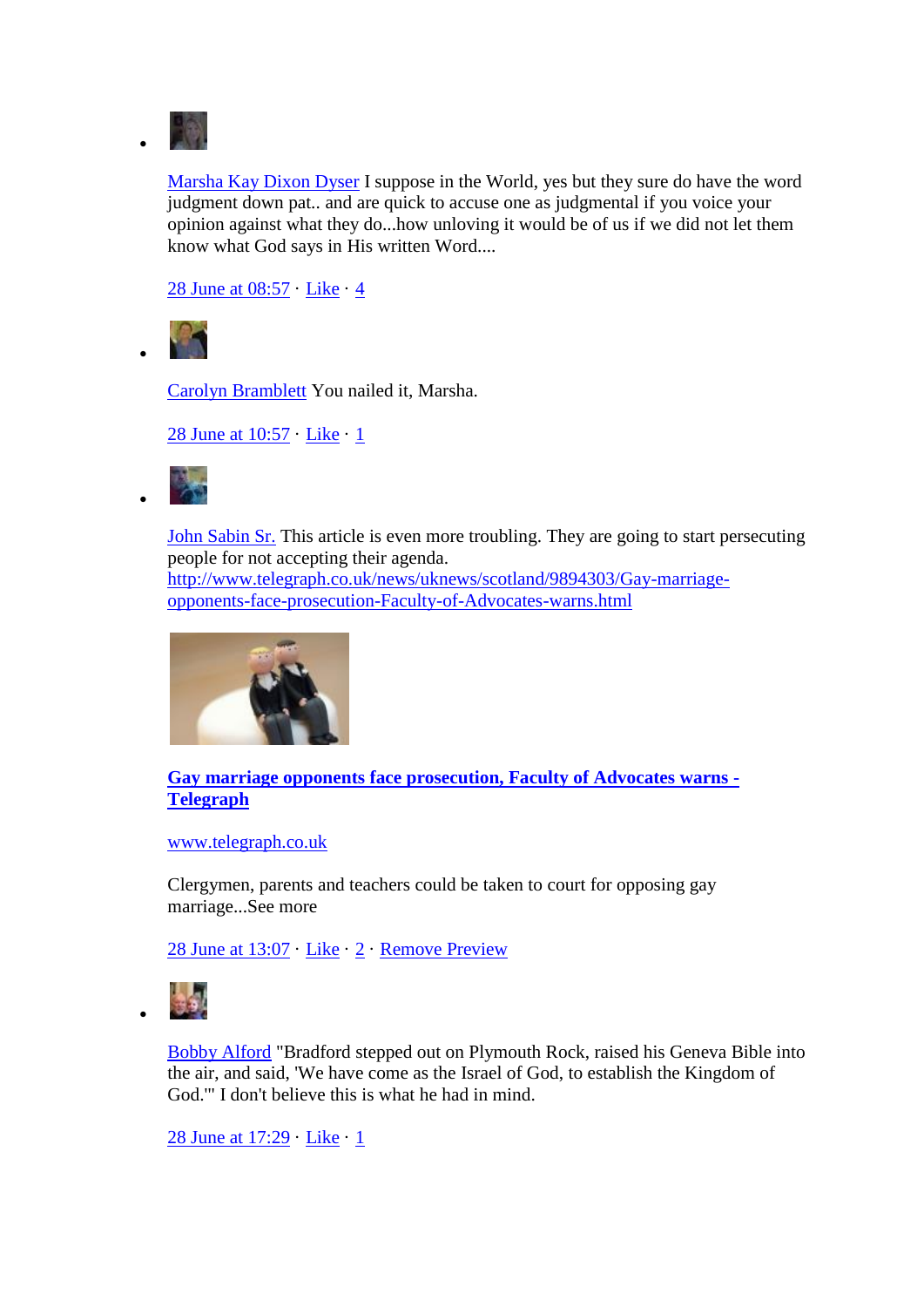- Marsha Kay Dixon Dyser I suppose in the World, yes but they sure do have the word judgment down pat.. and are quick to accuse one as judgmental if you voice your opinion against what they do...how unloving it would be of us if we did not let them know what God says in His written Word....

  28 June at 08:57 · Like · 4

- Carolyn Bramblett You nailed it, Marsha.

  28 June at 10:57 · Like · 1

- John Sabin Sr. This article is even more troubling. They are going to start persecuting people for not accepting their agenda. http://www.telegraph.co.uk/news/uknews/scotland/9894303/Gay-marriage-opponents-face-prosecution-Faculty-of-Advocates-warns.html

  **Gay marriage opponents face prosecution, Faculty of Advocates warns - Telegraph**

  www.telegraph.co.uk

  Clergymen, parents and teachers could be taken to court for opposing gay marriage...See more

  28 June at 13:07 · Like · 2 · Remove Preview

- Bobby Alford "Bradford stepped out on Plymouth Rock, raised his Geneva Bible into the air, and said, 'We have come as the Israel of God, to establish the Kingdom of God.'" I don't believe this is what he had in mind.

  28 June at 17:29 · Like · 1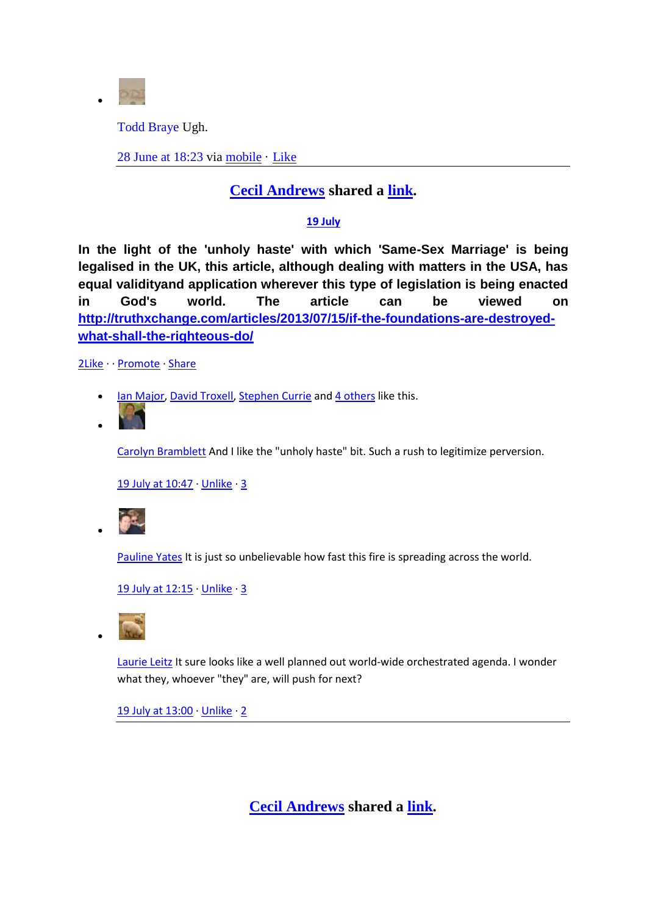- Todd Braye Ugh.

  28 June at 18:23 via mobile · Like

**Cecil Andrews shared a link.**

19 July

**In the light of the 'unholy haste' with which 'Same-Sex Marriage' is being legalised in the UK, this article, although dealing with matters in the USA, has equal validityand application wherever this type of legislation is being enacted in God's world. The article can be viewed on http://truthxchange.com/articles/2013/07/15/if-the-foundations-are-destroyed-what-shall-the-righteous-do/**

2Like · · Promote · Share

- Ian Major, David Troxell, Stephen Currie and 4 others like this.
- Carolyn Bramblett And I like the "unholy haste" bit. Such a rush to legitimize perversion.

  19 July at 10:47 · Unlike · 3

- Pauline Yates It is just so unbelievable how fast this fire is spreading across the world.

  19 July at 12:15 · Unlike · 3

- Laurie Leitz It sure looks like a well planned out world-wide orchestrated agenda. I wonder what they, whoever "they" are, will push for next?

  19 July at 13:00 · Unlike · 2

**Cecil Andrews shared a link.**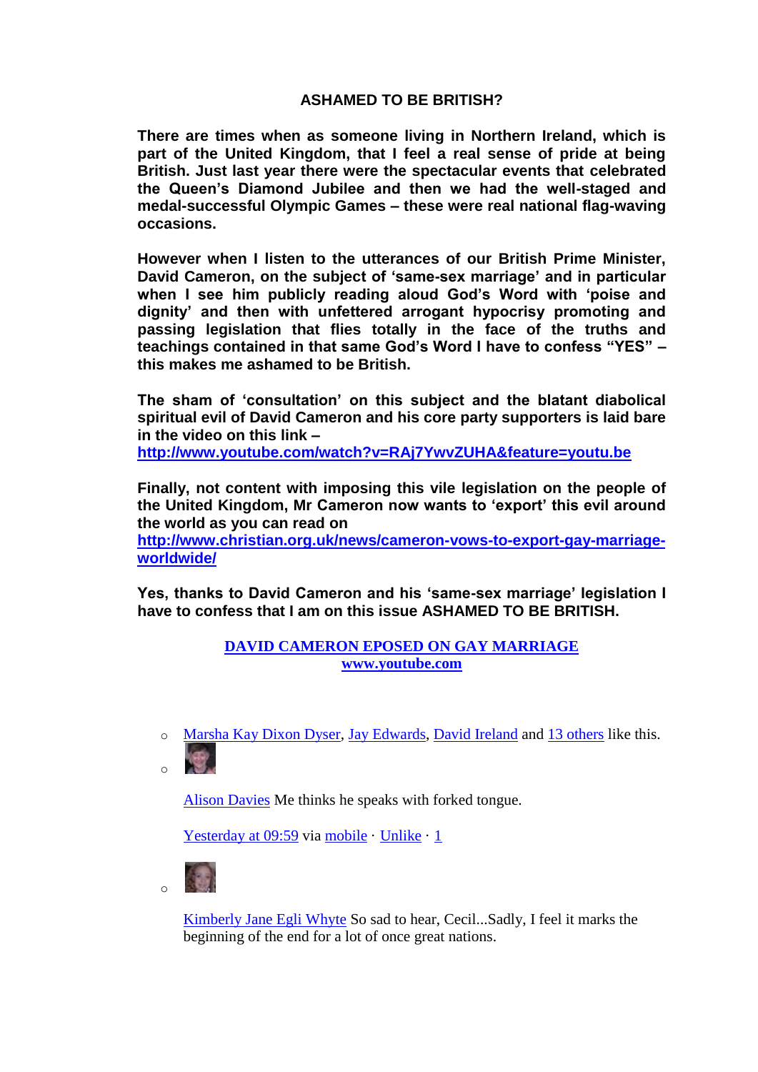## ASHAMED TO BE BRITISH?

**There are times when as someone living in Northern Ireland, which is part of the United Kingdom, that I feel a real sense of pride at being British. Just last year there were the spectacular events that celebrated the Queen's Diamond Jubilee and then we had the well-staged and medal-successful Olympic Games – these were real national flag-waving occasions.**

**However when I listen to the utterances of our British Prime Minister, David Cameron, on the subject of 'same-sex marriage' and in particular when I see him publicly reading aloud God's Word with 'poise and dignity' and then with unfettered arrogant hypocrisy promoting and passing legislation that flies totally in the face of the truths and teachings contained in that same God's Word I have to confess "YES" – this makes me ashamed to be British.**

**The sham of 'consultation' on this subject and the blatant diabolical spiritual evil of David Cameron and his core party supporters is laid bare in the video on this link –**
**[http://www.youtube.com/watch?v=RAj7YwvZUHA&feature=youtu.be](http://www.youtube.com/watch?v=RAj7YwvZUHA&feature=youtu.be)**

**Finally, not content with imposing this vile legislation on the people of the United Kingdom, Mr Cameron now wants to 'export' this evil around the world as you can read on**
**[http://www.christian.org.uk/news/cameron-vows-to-export-gay-marriage-worldwide/](http://www.christian.org.uk/news/cameron-vows-to-export-gay-marriage-worldwide/)**

**Yes, thanks to David Cameron and his 'same-sex marriage' legislation I have to confess that I am on this issue ASHAMED TO BE BRITISH.**

[DAVID CAMERON EPOSED ON GAY MARRIAGE](#)
[www.youtube.com](#)

- Marsha Kay Dixon Dyser, Jay Edwards, David Ireland and 13 others like this.
- Alison Davies Me thinks he speaks with forked tongue.

  Yesterday at 09:59 via mobile · Unlike · 1
- Kimberly Jane Egli Whyte So sad to hear, Cecil...Sadly, I feel it marks the beginning of the end for a lot of once great nations.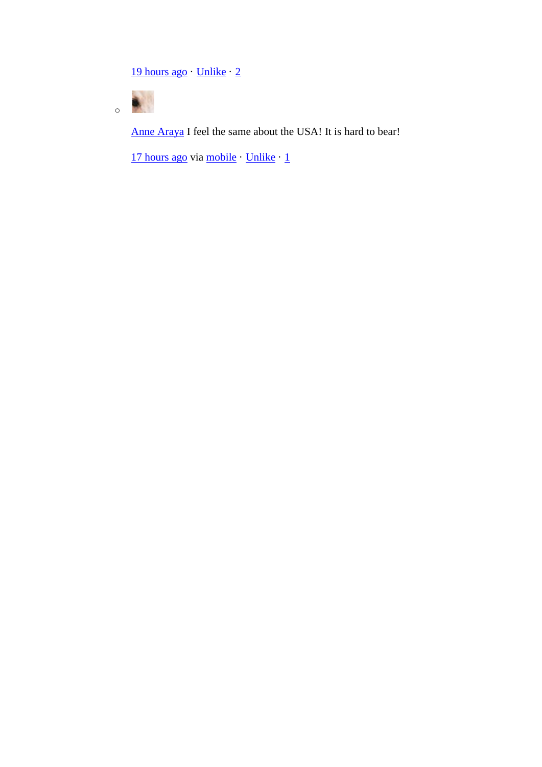19 hours ago · Unlike · 2

- Anne Araya I feel the same about the USA! It is hard to bear!

  17 hours ago via mobile · Unlike · 1